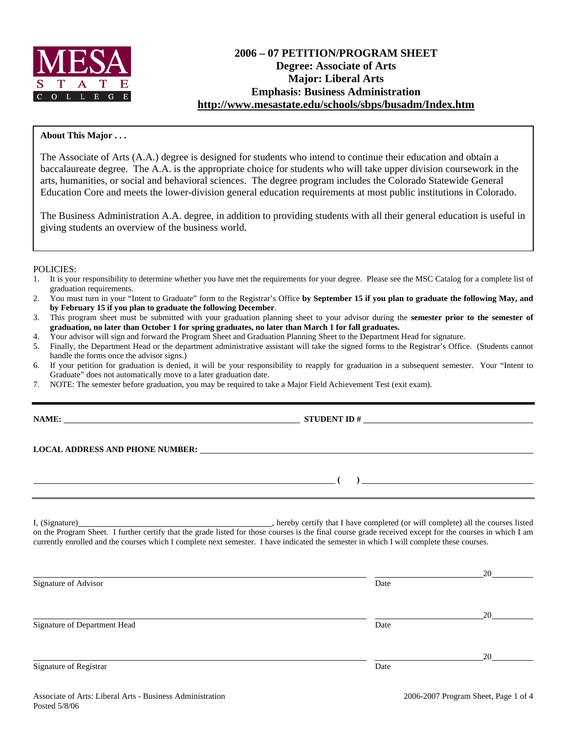# 2006 – 07 PETITION/PROGRAM SHEET
## Degree: Associate of Arts
## Major: Liberal Arts
## Emphasis: Business Administration
**http://www.mesastate.edu/schools/sbps/busadm/Index.htm**

**About This Major . . .**

The Associate of Arts (A.A.) degree is designed for students who intend to continue their education and obtain a baccalaureate degree. The A.A. is the appropriate choice for students who will take upper division coursework in the arts, humanities, or social and behavioral sciences. The degree program includes the Colorado Statewide General Education Core and meets the lower-division general education requirements at most public institutions in Colorado.

The Business Administration A.A. degree, in addition to providing students with all their general education is useful in giving students an overview of the business world.

POLICIES:

1. It is your responsibility to determine whether you have met the requirements for your degree. Please see the MSC Catalog for a complete list of graduation requirements.
2. You must turn in your "Intent to Graduate" form to the Registrar's Office **by September 15 if you plan to graduate the following May, and by February 15 if you plan to graduate the following December**.
3. This program sheet must be submitted with your graduation planning sheet to your advisor during the **semester prior to the semester of graduation, no later than October 1 for spring graduates, no later than March 1 for fall graduates.**
4. Your advisor will sign and forward the Program Sheet and Graduation Planning Sheet to the Department Head for signature.
5. Finally, the Department Head or the department administrative assistant will take the signed forms to the Registrar's Office. (Students cannot handle the forms once the advisor signs.)
6. If your petition for graduation is denied, it will be your responsibility to reapply for graduation in a subsequent semester. Your "Intent to Graduate" does not automatically move to a later graduation date.
7. NOTE: The semester before graduation, you may be required to take a Major Field Achievement Test (exit exam).

---

**NAME:** ______________________________ **STUDENT ID #** ______________________________

**LOCAL ADDRESS AND PHONE NUMBER:** ______________________________

______________________________ **( )** ______________________________

---

I, (Signature)______________________________, hereby certify that I have completed (or will complete) all the courses listed on the Program Sheet. I further certify that the grade listed for those courses is the final course grade received except for the courses in which I am currently enrolled and the courses which I complete next semester. I have indicated the semester in which I will complete these courses.

______________________________ ______________ 20______
Signature of Advisor Date

______________________________ ______________ 20______
Signature of Department Head Date

______________________________ ______________ 20______
Signature of Registrar Date

Associate of Arts: Liberal Arts - Business Administration
Posted 5/8/06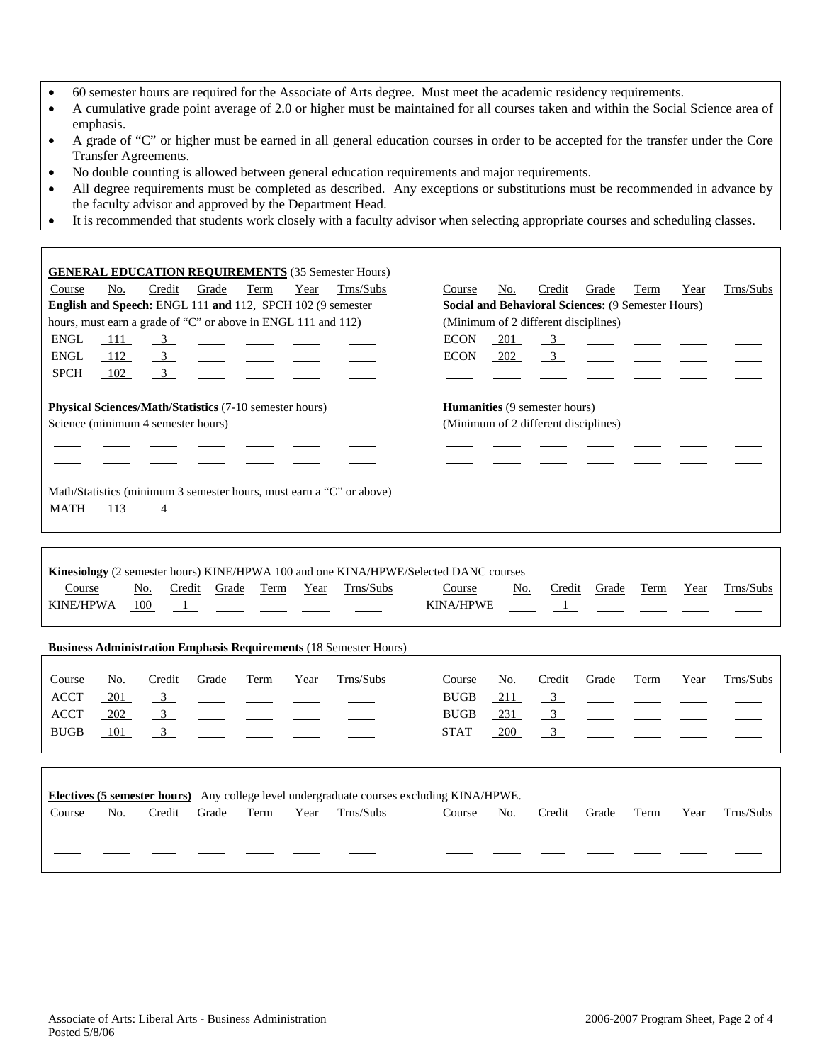- 60 semester hours are required for the Associate of Arts degree. Must meet the academic residency requirements.
- A cumulative grade point average of 2.0 or higher must be maintained for all courses taken and within the Social Science area of emphasis.
- A grade of "C" or higher must be earned in all general education courses in order to be accepted for the transfer under the Core Transfer Agreements.
- No double counting is allowed between general education requirements and major requirements.
- All degree requirements must be completed as described. Any exceptions or substitutions must be recommended in advance by the faculty advisor and approved by the Department Head.
- It is recommended that students work closely with a faculty advisor when selecting appropriate courses and scheduling classes.

## GENERAL EDUCATION REQUIREMENTS (35 Semester Hours)

**English and Speech:** ENGL 111 **and** 112, SPCH 102 (9 semester hours, must earn a grade of "C" or above in ENGL 111 and 112)

| Course | No. | Credit | Grade | Term | Year | Trns/Subs |
|---|---|---|---|---|---|---|
| ENGL | 111 | 3 | | | | |
| ENGL | 112 | 3 | | | | |
| SPCH | 102 | 3 | | | | |

**Physical Sciences/Math/Statistics** (7-10 semester hours)

Science (minimum 4 semester hours)

| Course | No. | Credit | Grade | Term | Year | Trns/Subs |
|---|---|---|---|---|---|---|
| | | | | | | |
| | | | | | | |

Math/Statistics (minimum 3 semester hours, must earn a "C" or above)

| Course | No. | Credit | Grade | Term | Year | Trns/Subs |
|---|---|---|---|---|---|---|
| MATH | 113 | 4 | | | | |

**Social and Behavioral Sciences:** (9 Semester Hours)
(Minimum of 2 different disciplines)

| Course | No. | Credit | Grade | Term | Year | Trns/Subs |
|---|---|---|---|---|---|---|
| ECON | 201 | 3 | | | | |
| ECON | 202 | 3 | | | | |
| | | | | | | |

**Humanities** (9 semester hours)
(Minimum of 2 different disciplines)

| Course | No. | Credit | Grade | Term | Year | Trns/Subs |
|---|---|---|---|---|---|---|
| | | | | | | |
| | | | | | | |
| | | | | | | |

**Kinesiology** (2 semester hours) KINE/HPWA 100 and one KINA/HPWE/Selected DANC courses

| Course | No. | Credit | Grade | Term | Year | Trns/Subs |
|---|---|---|---|---|---|---|
| KINE/HPWA | 100 | 1 | | | | |
| KINA/HPWE | | 1 | | | | |

## Business Administration Emphasis Requirements (18 Semester Hours)

| Course | No. | Credit | Grade | Term | Year | Trns/Subs |
|---|---|---|---|---|---|---|
| ACCT | 201 | 3 | | | | |
| ACCT | 202 | 3 | | | | |
| BUGB | 101 | 3 | | | | |
| BUGB | 211 | 3 | | | | |
| BUGB | 231 | 3 | | | | |
| STAT | 200 | 3 | | | | |

**Electives (5 semester hours)** Any college level undergraduate courses excluding KINA/HPWE.

| Course | No. | Credit | Grade | Term | Year | Trns/Subs |
|---|---|---|---|---|---|---|
| | | | | | | |
| | | | | | | |
| | | | | | | |
| | | | | | | |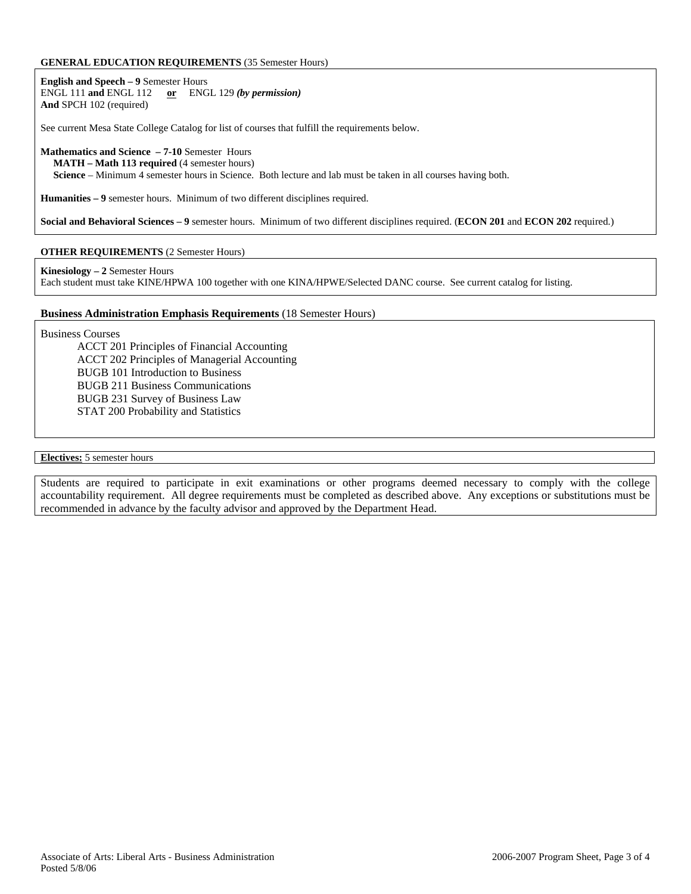**GENERAL EDUCATION REQUIREMENTS** (35 Semester Hours)

**English and Speech – 9** Semester Hours
ENGL 111 **and** ENGL 112 **or** ENGL 129 ***(by permission)***
**And** SPCH 102 (required)

See current Mesa State College Catalog for list of courses that fulfill the requirements below.

**Mathematics and Science – 7-10** Semester Hours
**MATH – Math 113 required** (4 semester hours)
**Science** – Minimum 4 semester hours in Science. Both lecture and lab must be taken in all courses having both.

**Humanities – 9** semester hours. Minimum of two different disciplines required.

**Social and Behavioral Sciences – 9** semester hours. Minimum of two different disciplines required. (**ECON 201** and **ECON 202** required.)

**OTHER REQUIREMENTS** (2 Semester Hours)

**Kinesiology – 2** Semester Hours
Each student must take KINE/HPWA 100 together with one KINA/HPWE/Selected DANC course. See current catalog for listing.

**Business Administration Emphasis Requirements** (18 Semester Hours)

Business Courses
- ACCT 201 Principles of Financial Accounting
- ACCT 202 Principles of Managerial Accounting
- BUGB 101 Introduction to Business
- BUGB 211 Business Communications
- BUGB 231 Survey of Business Law
- STAT 200 Probability and Statistics

**Electives:** 5 semester hours

Students are required to participate in exit examinations or other programs deemed necessary to comply with the college accountability requirement. All degree requirements must be completed as described above. Any exceptions or substitutions must be recommended in advance by the faculty advisor and approved by the Department Head.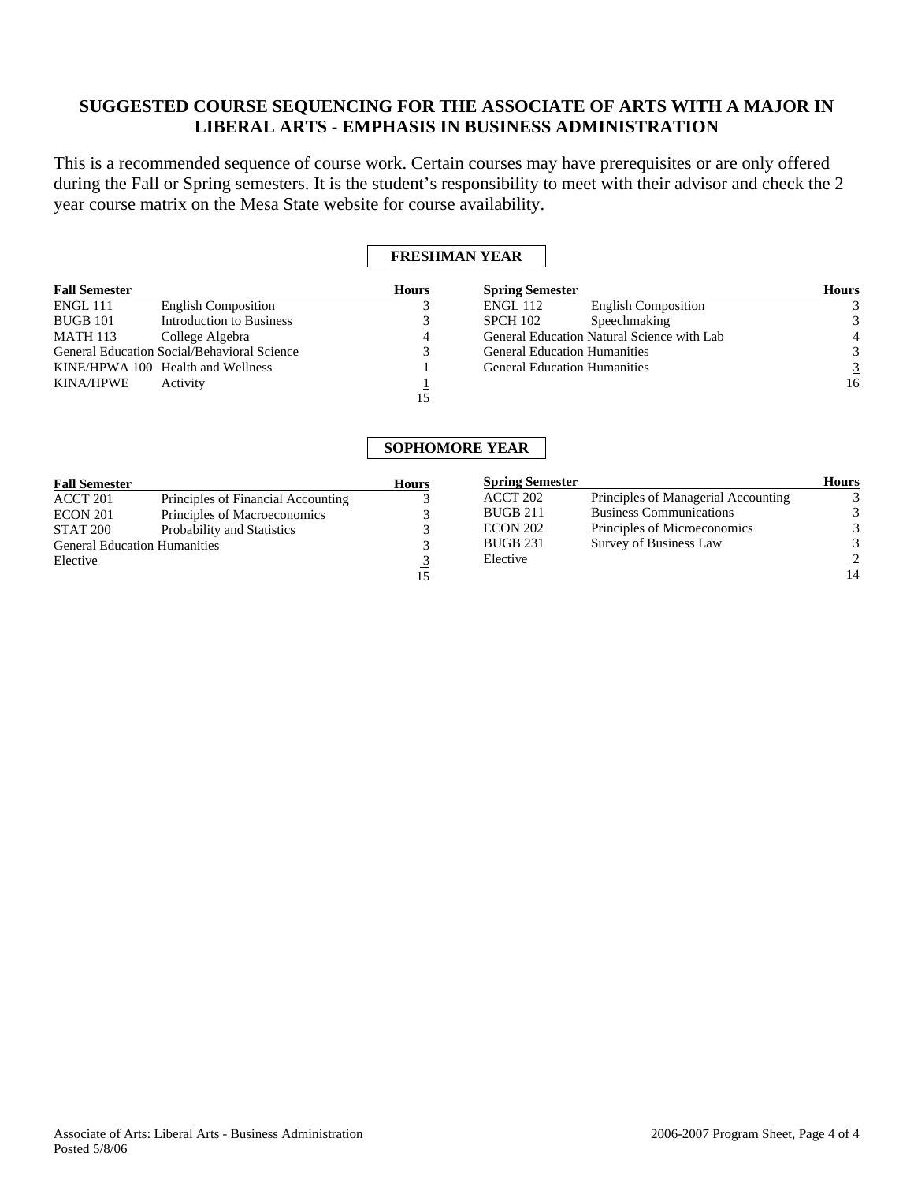## SUGGESTED COURSE SEQUENCING FOR THE ASSOCIATE OF ARTS WITH A MAJOR IN LIBERAL ARTS - EMPHASIS IN BUSINESS ADMINISTRATION

This is a recommended sequence of course work. Certain courses may have prerequisites or are only offered during the Fall or Spring semesters. It is the student's responsibility to meet with their advisor and check the 2 year course matrix on the Mesa State website for course availability.

### FRESHMAN YEAR

| Fall Semester | | Hours |
|---|---|---|
| ENGL 111 | English Composition | 3 |
| BUGB 101 | Introduction to Business | 3 |
| MATH 113 | College Algebra | 4 |
| General Education Social/Behavioral Science | | 3 |
| KINE/HPWA 100 | Health and Wellness | 1 |
| KINA/HPWE | Activity | 1 |
| | | 15 |

| Spring Semester | | Hours |
|---|---|---|
| ENGL 112 | English Composition | 3 |
| SPCH 102 | Speechmaking | 3 |
| General Education Natural Science with Lab | | 4 |
| General Education Humanities | | 3 |
| General Education Humanities | | 3 |
| | | 16 |

### SOPHOMORE YEAR

| Fall Semester | | Hours |
|---|---|---|
| ACCT 201 | Principles of Financial Accounting | 3 |
| ECON 201 | Principles of Macroeconomics | 3 |
| STAT 200 | Probability and Statistics | 3 |
| General Education Humanities | | 3 |
| Elective | | 3 |
| | | 15 |

| Spring Semester | | Hours |
|---|---|---|
| ACCT 202 | Principles of Managerial Accounting | 3 |
| BUGB 211 | Business Communications | 3 |
| ECON 202 | Principles of Microeconomics | 3 |
| BUGB 231 | Survey of Business Law | 3 |
| Elective | | 2 |
| | | 14 |

Associate of Arts: Liberal Arts - Business Administration
Posted 5/8/06